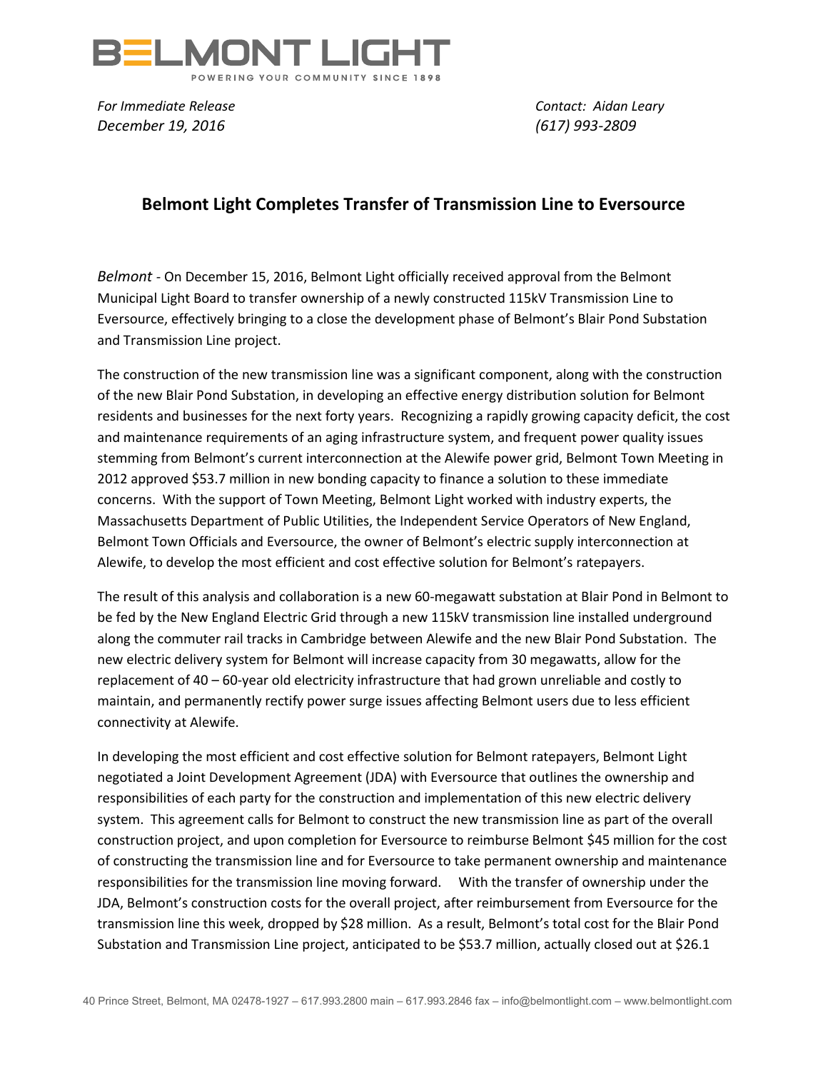BELMONT LIGHT

POWERING YOUR COMMUNITY SINCE 1898

*For Immediate Release*
*December 19, 2016*

*Contact: Aidan Leary*
*(617) 993-2809*

## Belmont Light Completes Transfer of Transmission Line to Eversource

*Belmont* - On December 15, 2016, Belmont Light officially received approval from the Belmont Municipal Light Board to transfer ownership of a newly constructed 115kV Transmission Line to Eversource, effectively bringing to a close the development phase of Belmont's Blair Pond Substation and Transmission Line project.

The construction of the new transmission line was a significant component, along with the construction of the new Blair Pond Substation, in developing an effective energy distribution solution for Belmont residents and businesses for the next forty years. Recognizing a rapidly growing capacity deficit, the cost and maintenance requirements of an aging infrastructure system, and frequent power quality issues stemming from Belmont's current interconnection at the Alewife power grid, Belmont Town Meeting in 2012 approved $53.7 million in new bonding capacity to finance a solution to these immediate concerns. With the support of Town Meeting, Belmont Light worked with industry experts, the Massachusetts Department of Public Utilities, the Independent Service Operators of New England, Belmont Town Officials and Eversource, the owner of Belmont's electric supply interconnection at Alewife, to develop the most efficient and cost effective solution for Belmont's ratepayers.

The result of this analysis and collaboration is a new 60-megawatt substation at Blair Pond in Belmont to be fed by the New England Electric Grid through a new 115kV transmission line installed underground along the commuter rail tracks in Cambridge between Alewife and the new Blair Pond Substation. The new electric delivery system for Belmont will increase capacity from 30 megawatts, allow for the replacement of 40 – 60-year old electricity infrastructure that had grown unreliable and costly to maintain, and permanently rectify power surge issues affecting Belmont users due to less efficient connectivity at Alewife.

In developing the most efficient and cost effective solution for Belmont ratepayers, Belmont Light negotiated a Joint Development Agreement (JDA) with Eversource that outlines the ownership and responsibilities of each party for the construction and implementation of this new electric delivery system. This agreement calls for Belmont to construct the new transmission line as part of the overall construction project, and upon completion for Eversource to reimburse Belmont $45 million for the cost of constructing the transmission line and for Eversource to take permanent ownership and maintenance responsibilities for the transmission line moving forward. With the transfer of ownership under the JDA, Belmont's construction costs for the overall project, after reimbursement from Eversource for the transmission line this week, dropped by $28 million. As a result, Belmont's total cost for the Blair Pond Substation and Transmission Line project, anticipated to be $53.7 million, actually closed out at $26.1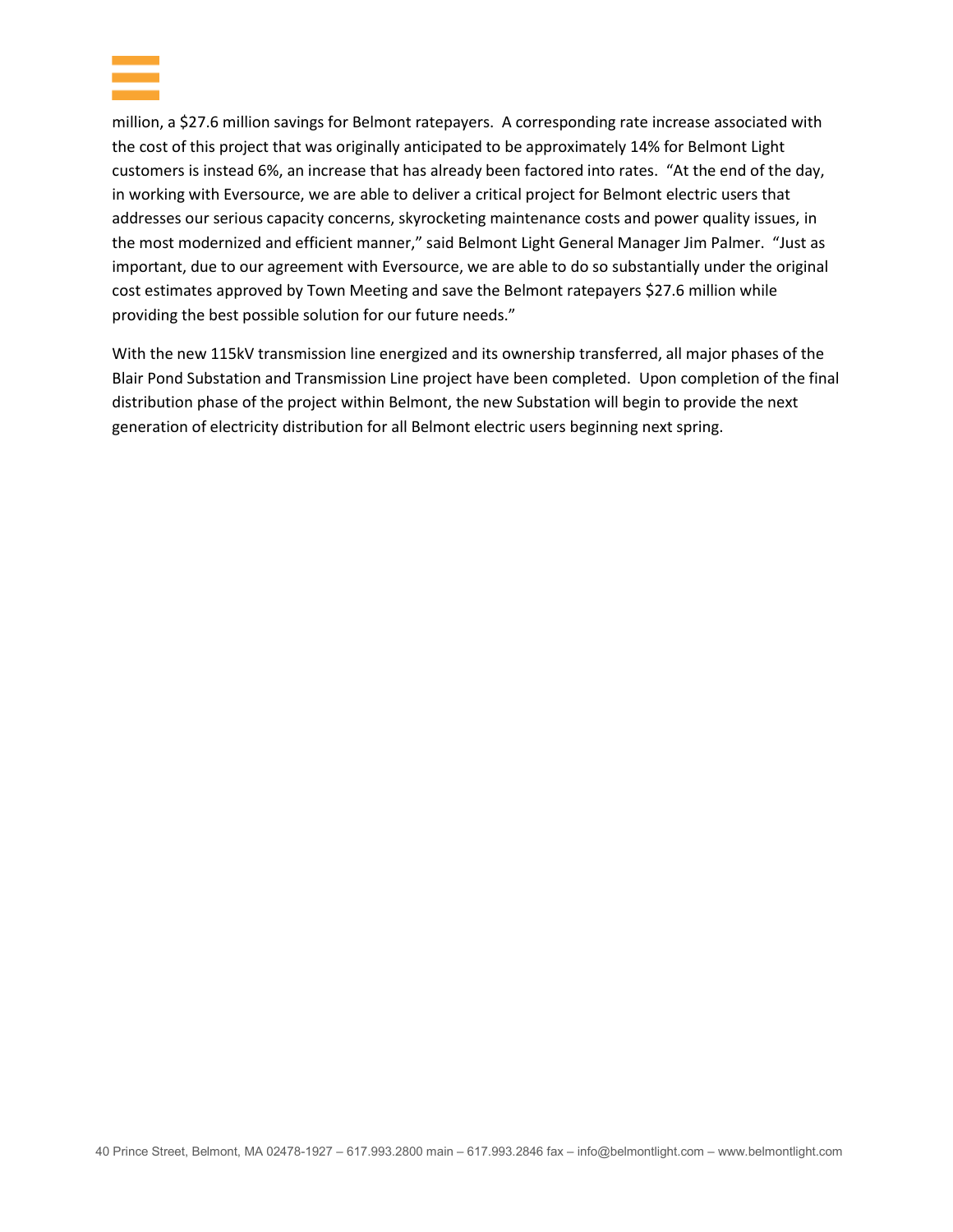million, a $27.6 million savings for Belmont ratepayers. A corresponding rate increase associated with the cost of this project that was originally anticipated to be approximately 14% for Belmont Light customers is instead 6%, an increase that has already been factored into rates. "At the end of the day, in working with Eversource, we are able to deliver a critical project for Belmont electric users that addresses our serious capacity concerns, skyrocketing maintenance costs and power quality issues, in the most modernized and efficient manner," said Belmont Light General Manager Jim Palmer. "Just as important, due to our agreement with Eversource, we are able to do so substantially under the original cost estimates approved by Town Meeting and save the Belmont ratepayers $27.6 million while providing the best possible solution for our future needs."

With the new 115kV transmission line energized and its ownership transferred, all major phases of the Blair Pond Substation and Transmission Line project have been completed. Upon completion of the final distribution phase of the project within Belmont, the new Substation will begin to provide the next generation of electricity distribution for all Belmont electric users beginning next spring.